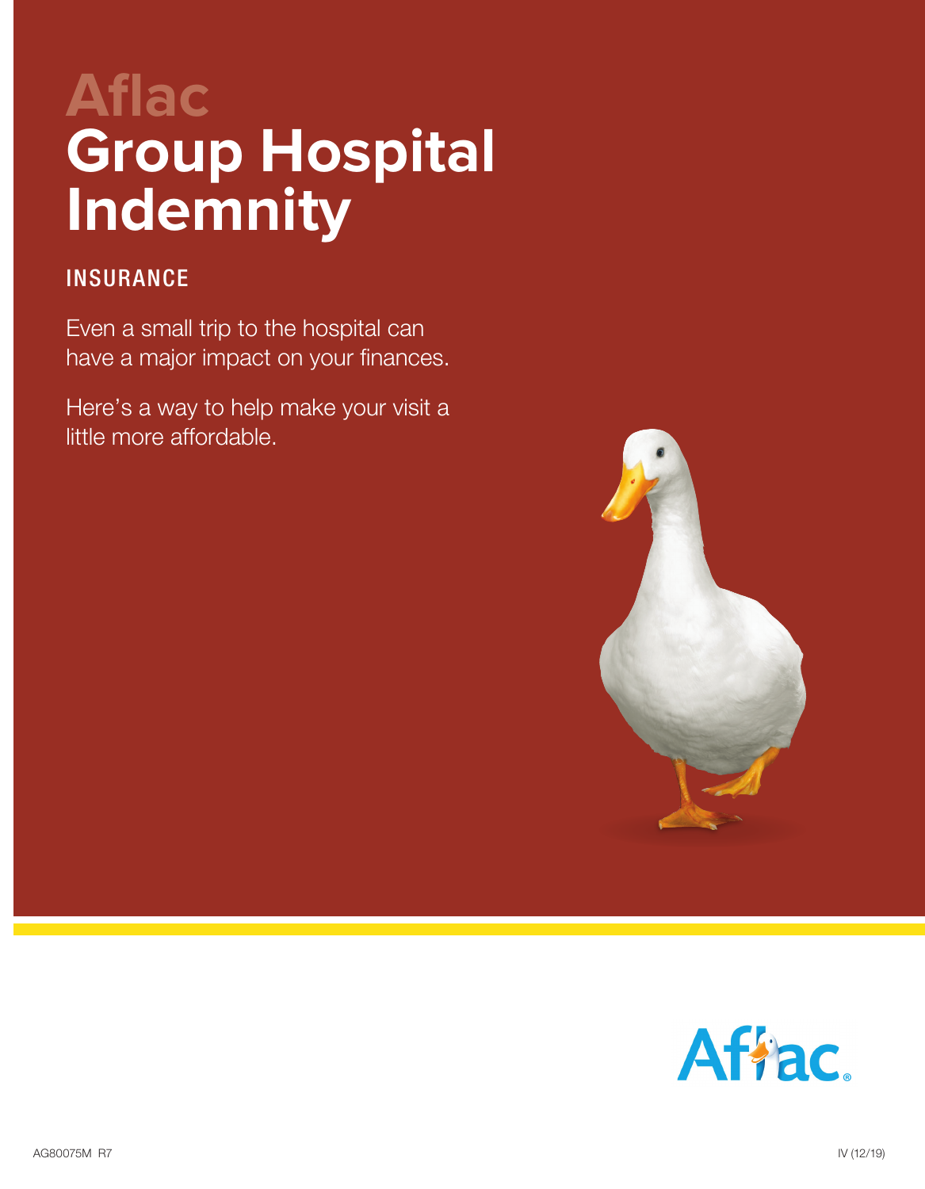# Aflac Group Hospital Indemnity

## INSURANCE

Even a small trip to the hospital can have a major impact on your finances.

Here's a way to help make your visit a little more affordable.

AG80075M R7

IV (12/19)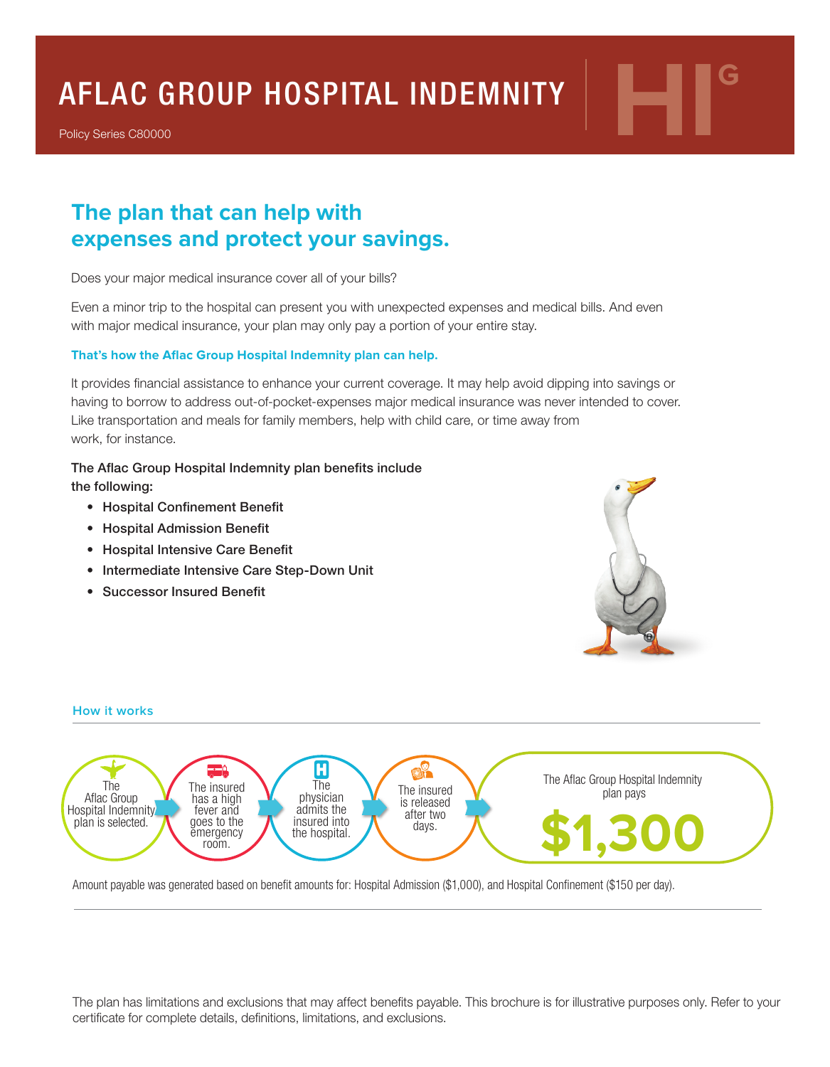# AFLAC GROUP HOSPITAL INDEMNITY

Policy Series C80000

## The plan that can help with expenses and protect your savings.

Does your major medical insurance cover all of your bills?

Even a minor trip to the hospital can present you with unexpected expenses and medical bills. And even with major medical insurance, your plan may only pay a portion of your entire stay.

**That's how the Aflac Group Hospital Indemnity plan can help.**

It provides financial assistance to enhance your current coverage. It may help avoid dipping into savings or having to borrow to address out-of-pocket-expenses major medical insurance was never intended to cover. Like transportation and meals for family members, help with child care, or time away from work, for instance.

The Aflac Group Hospital Indemnity plan benefits include the following:

- Hospital Confinement Benefit
- Hospital Admission Benefit
- Hospital Intensive Care Benefit
- Intermediate Intensive Care Step-Down Unit
- Successor Insured Benefit

### How it works

The Aflac Group Hospital Indemnity plan is selected. → The insured has a high fever and goes to the emergency room. → The physician admits the insured into the hospital. → The insured is released after two days. → The Aflac Group Hospital Indemnity plan pays **$1,300**

Amount payable was generated based on benefit amounts for: Hospital Admission ($1,000), and Hospital Confinement ($150 per day).

The plan has limitations and exclusions that may affect benefits payable. This brochure is for illustrative purposes only. Refer to your certificate for complete details, definitions, limitations, and exclusions.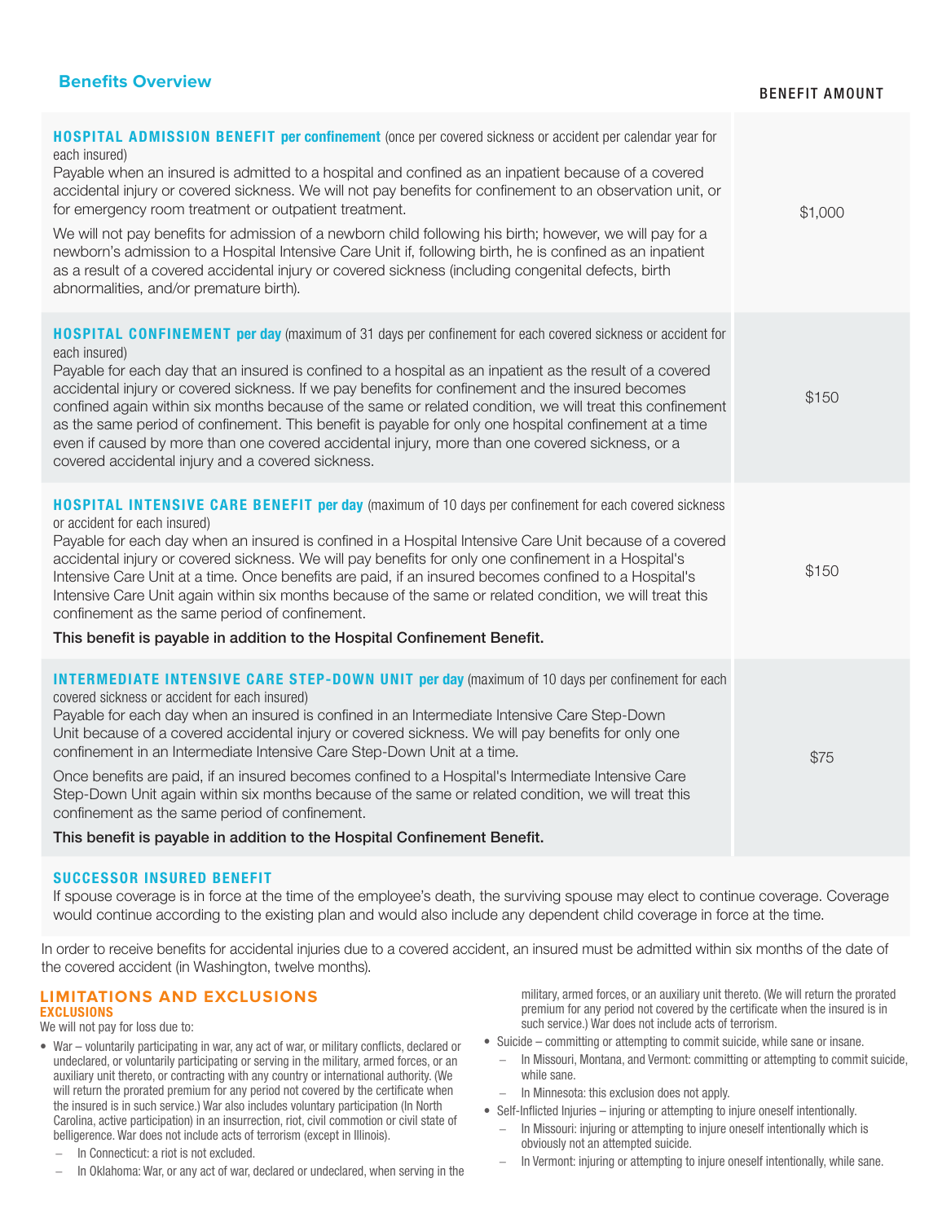## Benefits Overview

| | BENEFIT AMOUNT |
|---|---|
| **HOSPITAL ADMISSION BENEFIT per confinement** (once per covered sickness or accident per calendar year for each insured)<br>Payable when an insured is admitted to a hospital and confined as an inpatient because of a covered accidental injury or covered sickness. We will not pay benefits for confinement to an observation unit, or for emergency room treatment or outpatient treatment.<br>We will not pay benefits for admission of a newborn child following his birth; however, we will pay for a newborn's admission to a Hospital Intensive Care Unit if, following birth, he is confined as an inpatient as a result of a covered accidental injury or covered sickness (including congenital defects, birth abnormalities, and/or premature birth). | $1,000 |
| **HOSPITAL CONFINEMENT per day** (maximum of 31 days per confinement for each covered sickness or accident for each insured)<br>Payable for each day that an insured is confined to a hospital as an inpatient as the result of a covered accidental injury or covered sickness. If we pay benefits for confinement and the insured becomes confined again within six months because of the same or related condition, we will treat this confinement as the same period of confinement. This benefit is payable for only one hospital confinement at a time even if caused by more than one covered accidental injury, more than one covered sickness, or a covered accidental injury and a covered sickness. | $150 |
| **HOSPITAL INTENSIVE CARE BENEFIT per day** (maximum of 10 days per confinement for each covered sickness or accident for each insured)<br>Payable for each day when an insured is confined in a Hospital Intensive Care Unit because of a covered accidental injury or covered sickness. We will pay benefits for only one confinement in a Hospital's Intensive Care Unit at a time. Once benefits are paid, if an insured becomes confined to a Hospital's Intensive Care Unit again within six months because of the same or related condition, we will treat this confinement as the same period of confinement.<br>**This benefit is payable in addition to the Hospital Confinement Benefit.** | $150 |
| **INTERMEDIATE INTENSIVE CARE STEP-DOWN UNIT per day** (maximum of 10 days per confinement for each covered sickness or accident for each insured)<br>Payable for each day when an insured is confined in an Intermediate Intensive Care Step-Down Unit because of a covered accidental injury or covered sickness. We will pay benefits for only one confinement in an Intermediate Intensive Care Step-Down Unit at a time.<br>Once benefits are paid, if an insured becomes confined to a Hospital's Intermediate Intensive Care Step-Down Unit again within six months because of the same or related condition, we will treat this confinement as the same period of confinement.<br>**This benefit is payable in addition to the Hospital Confinement Benefit.** | $75 |

**SUCCESSOR INSURED BENEFIT**

If spouse coverage is in force at the time of the employee's death, the surviving spouse may elect to continue coverage. Coverage would continue according to the existing plan and would also include any dependent child coverage in force at the time.

In order to receive benefits for accidental injuries due to a covered accident, an insured must be admitted within six months of the date of the covered accident (in Washington, twelve months).

## LIMITATIONS AND EXCLUSIONS

### EXCLUSIONS

We will not pay for loss due to:

- War – voluntarily participating in war, any act of war, or military conflicts, declared or undeclared, or voluntarily participating or serving in the military, armed forces, or an auxiliary unit thereto, or contracting with any country or international authority. (We will return the prorated premium for any period not covered by the certificate when the insured is in such service.) War also includes voluntary participation (In North Carolina, active participation) in an insurrection, riot, civil commotion or civil state of belligerence. War does not include acts of terrorism (except in Illinois).
  - In Connecticut: a riot is not excluded.
  - In Oklahoma: War, or any act of war, declared or undeclared, when serving in the military, armed forces, or an auxiliary unit thereto. (We will return the prorated premium for any period not covered by the certificate when the insured is in such service.) War does not include acts of terrorism.
- Suicide – committing or attempting to commit suicide, while sane or insane.
  - In Missouri, Montana, and Vermont: committing or attempting to commit suicide, while sane.
  - In Minnesota: this exclusion does not apply.
- Self-Inflicted Injuries – injuring or attempting to injure oneself intentionally.
  - In Missouri: injuring or attempting to injure oneself intentionally which is obviously not an attempted suicide.
  - In Vermont: injuring or attempting to injure oneself intentionally, while sane.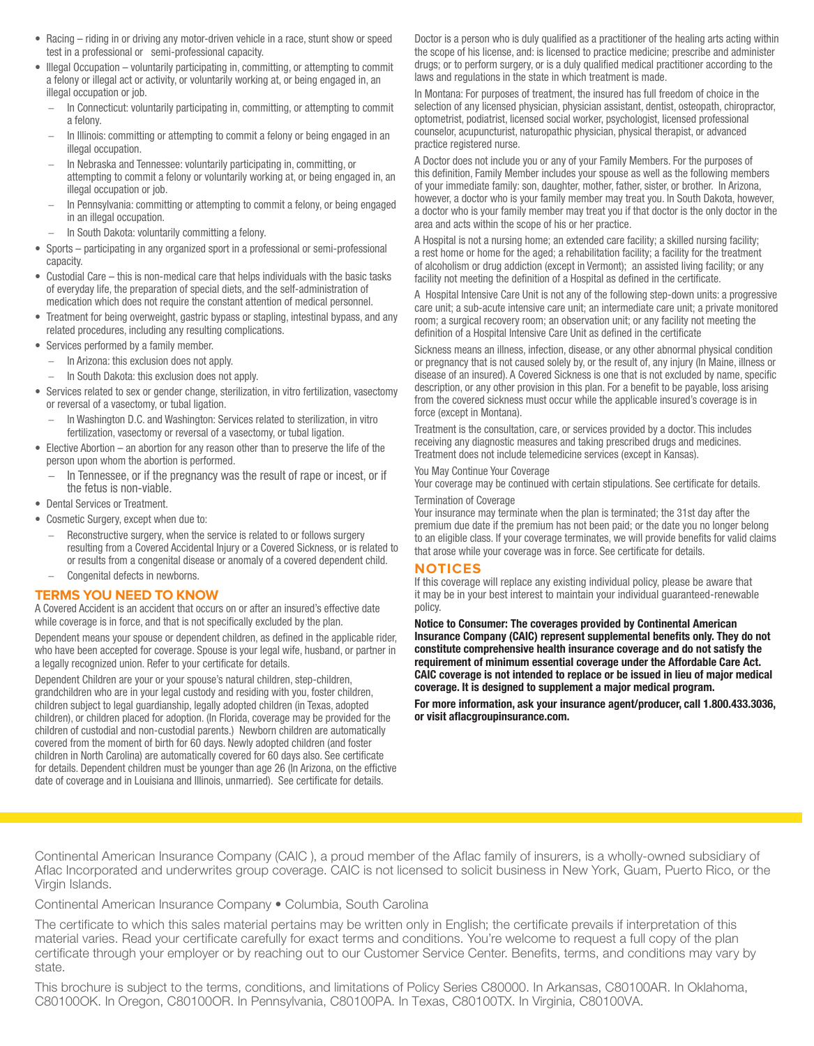- Racing – riding in or driving any motor-driven vehicle in a race, stunt show or speed test in a professional or semi-professional capacity.
- Illegal Occupation – voluntarily participating in, committing, or attempting to commit a felony or illegal act or activity, or voluntarily working at, or being engaged in, an illegal occupation or job.
  - In Connecticut: voluntarily participating in, committing, or attempting to commit a felony.
  - In Illinois: committing or attempting to commit a felony or being engaged in an illegal occupation.
  - In Nebraska and Tennessee: voluntarily participating in, committing, or attempting to commit a felony or voluntarily working at, or being engaged in, an illegal occupation or job.
  - In Pennsylvania: committing or attempting to commit a felony, or being engaged in an illegal occupation.
  - In South Dakota: voluntarily committing a felony.
- Sports – participating in any organized sport in a professional or semi-professional capacity.
- Custodial Care – this is non-medical care that helps individuals with the basic tasks of everyday life, the preparation of special diets, and the self-administration of medication which does not require the constant attention of medical personnel.
- Treatment for being overweight, gastric bypass or stapling, intestinal bypass, and any related procedures, including any resulting complications.
- Services performed by a family member.
  - In Arizona: this exclusion does not apply.
  - In South Dakota: this exclusion does not apply.
- Services related to sex or gender change, sterilization, in vitro fertilization, vasectomy or reversal of a vasectomy, or tubal ligation.
  - In Washington D.C. and Washington: Services related to sterilization, in vitro fertilization, vasectomy or reversal of a vasectomy, or tubal ligation.
- Elective Abortion – an abortion for any reason other than to preserve the life of the person upon whom the abortion is performed.
  - In Tennessee, or if the pregnancy was the result of rape or incest, or if the fetus is non-viable.
- Dental Services or Treatment.
- Cosmetic Surgery, except when due to:
  - Reconstructive surgery, when the service is related to or follows surgery resulting from a Covered Accidental Injury or a Covered Sickness, or is related to or results from a congenital disease or anomaly of a covered dependent child.
  - Congenital defects in newborns.

## TERMS YOU NEED TO KNOW

A Covered Accident is an accident that occurs on or after an insured's effective date while coverage is in force, and that is not specifically excluded by the plan.

Dependent means your spouse or dependent children, as defined in the applicable rider, who have been accepted for coverage. Spouse is your legal wife, husband, or partner in a legally recognized union. Refer to your certificate for details.

Dependent Children are your or your spouse's natural children, step-children, grandchildren who are in your legal custody and residing with you, foster children, children subject to legal guardianship, legally adopted children (in Texas, adopted children), or children placed for adoption. (In Florida, coverage may be provided for the children of custodial and non-custodial parents.) Newborn children are automatically covered from the moment of birth for 60 days. Newly adopted children (and foster children in North Carolina) are automatically covered for 60 days also. See certificate for details. Dependent children must be younger than age 26 (In Arizona, on the effective date of coverage and in Louisiana and Illinois, unmarried). See certificate for details.

Doctor is a person who is duly qualified as a practitioner of the healing arts acting within the scope of his license, and: is licensed to practice medicine; prescribe and administer drugs; or to perform surgery, or is a duly qualified medical practitioner according to the laws and regulations in the state in which treatment is made.

In Montana: For purposes of treatment, the insured has full freedom of choice in the selection of any licensed physician, physician assistant, dentist, osteopath, chiropractor, optometrist, podiatrist, licensed social worker, psychologist, licensed professional counselor, acupuncturist, naturopathic physician, physical therapist, or advanced practice registered nurse.

A Doctor does not include you or any of your Family Members. For the purposes of this definition, Family Member includes your spouse as well as the following members of your immediate family: son, daughter, mother, father, sister, or brother. In Arizona, however, a doctor who is your family member may treat you. In South Dakota, however, a doctor who is your family member may treat you if that doctor is the only doctor in the area and acts within the scope of his or her practice.

A Hospital is not a nursing home; an extended care facility; a skilled nursing facility; a rest home or home for the aged; a rehabilitation facility; a facility for the treatment of alcoholism or drug addiction (except in Vermont); an assisted living facility; or any facility not meeting the definition of a Hospital as defined in the certificate.

A Hospital Intensive Care Unit is not any of the following step-down units: a progressive care unit; a sub-acute intensive care unit; an intermediate care unit; a private monitored room; a surgical recovery room; an observation unit; or any facility not meeting the definition of a Hospital Intensive Care Unit as defined in the certificate

Sickness means an illness, infection, disease, or any other abnormal physical condition or pregnancy that is not caused solely by, or the result of, any injury (In Maine, illness or disease of an insured). A Covered Sickness is one that is not excluded by name, specific description, or any other provision in this plan. For a benefit to be payable, loss arising from the covered sickness must occur while the applicable insured's coverage is in force (except in Montana).

Treatment is the consultation, care, or services provided by a doctor. This includes receiving any diagnostic measures and taking prescribed drugs and medicines. Treatment does not include telemedicine services (except in Kansas).

You May Continue Your Coverage
Your coverage may be continued with certain stipulations. See certificate for details.

Termination of Coverage
Your insurance may terminate when the plan is terminated; the 31st day after the premium due date if the premium has not been paid; or the date you no longer belong to an eligible class. If your coverage terminates, we will provide benefits for valid claims that arose while your coverage was in force. See certificate for details.

## NOTICES

If this coverage will replace any existing individual policy, please be aware that it may be in your best interest to maintain your individual guaranteed-renewable policy.

**Notice to Consumer: The coverages provided by Continental American Insurance Company (CAIC) represent supplemental benefits only. They do not constitute comprehensive health insurance coverage and do not satisfy the requirement of minimum essential coverage under the Affordable Care Act. CAIC coverage is not intended to replace or be issued in lieu of major medical coverage. It is designed to supplement a major medical program.**

**For more information, ask your insurance agent/producer, call 1.800.433.3036, or visit aflacgroupinsurance.com.**

Continental American Insurance Company (CAIC ), a proud member of the Aflac family of insurers, is a wholly-owned subsidiary of Aflac Incorporated and underwrites group coverage. CAIC is not licensed to solicit business in New York, Guam, Puerto Rico, or the Virgin Islands.

Continental American Insurance Company • Columbia, South Carolina

The certificate to which this sales material pertains may be written only in English; the certificate prevails if interpretation of this material varies. Read your certificate carefully for exact terms and conditions. You're welcome to request a full copy of the plan certificate through your employer or by reaching out to our Customer Service Center. Benefits, terms, and conditions may vary by state.

This brochure is subject to the terms, conditions, and limitations of Policy Series C80000. In Arkansas, C80100AR. In Oklahoma, C80100OK. In Oregon, C80100OR. In Pennsylvania, C80100PA. In Texas, C80100TX. In Virginia, C80100VA.